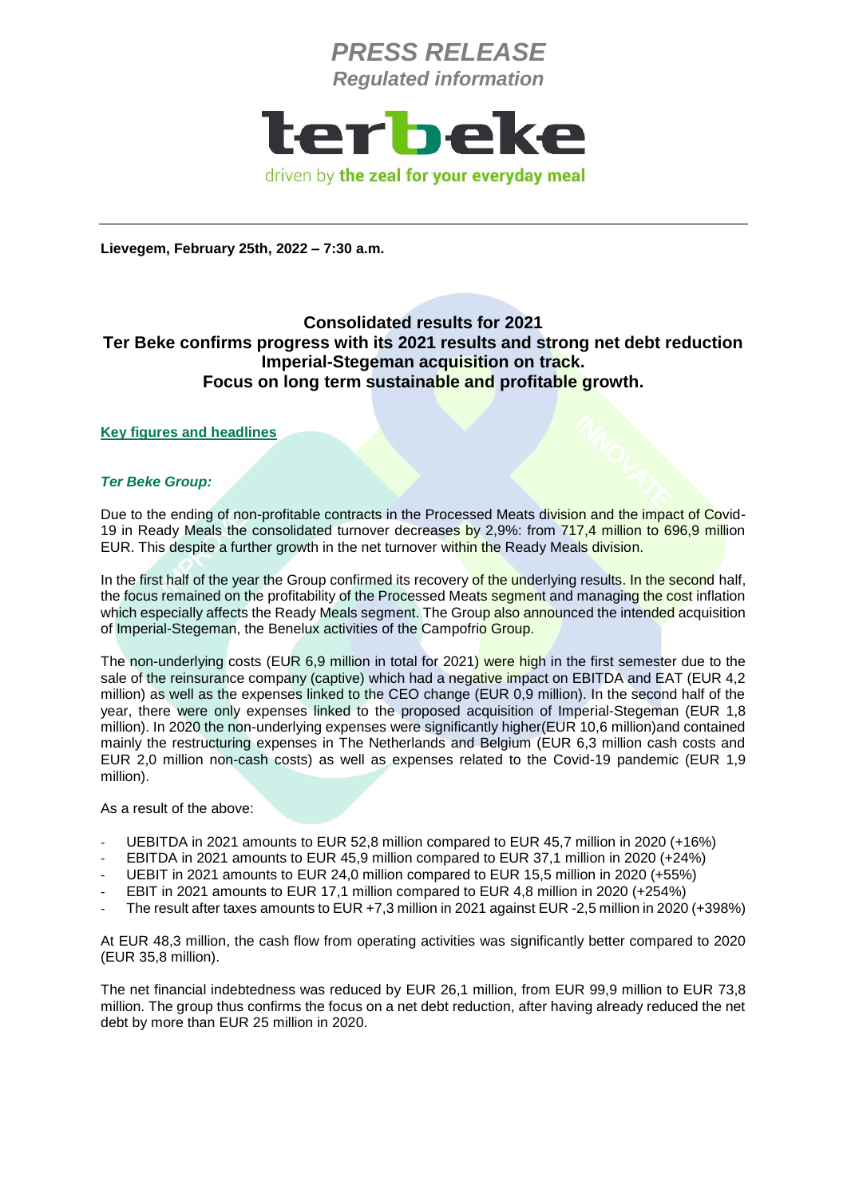***PRESS RELEASE***
***Regulated information***

terbeke

driven by **the zeal for your everyday meal**

---

**Lievegem, February 25th, 2022 – 7:30 a.m.**

## Consolidated results for 2021
## Ter Beke confirms progress with its 2021 results and strong net debt reduction
## Imperial-Stegeman acquisition on track.
## Focus on long term sustainable and profitable growth.

**Key figures and headlines**

***Ter Beke Group:***

Due to the ending of non-profitable contracts in the Processed Meats division and the impact of Covid-19 in Ready Meals the consolidated turnover decreases by 2,9%: from 717,4 million to 696,9 million EUR. This despite a further growth in the net turnover within the Ready Meals division.

In the first half of the year the Group confirmed its recovery of the underlying results. In the second half, the focus remained on the profitability of the Processed Meats segment and managing the cost inflation which especially affects the Ready Meals segment. The Group also announced the intended acquisition of Imperial-Stegeman, the Benelux activities of the Campofrio Group.

The non-underlying costs (EUR 6,9 million in total for 2021) were high in the first semester due to the sale of the reinsurance company (captive) which had a negative impact on EBITDA and EAT (EUR 4,2 million) as well as the expenses linked to the CEO change (EUR 0,9 million). In the second half of the year, there were only expenses linked to the proposed acquisition of Imperial-Stegeman (EUR 1,8 million). In 2020 the non-underlying expenses were significantly higher(EUR 10,6 million)and contained mainly the restructuring expenses in The Netherlands and Belgium (EUR 6,3 million cash costs and EUR 2,0 million non-cash costs) as well as expenses related to the Covid-19 pandemic (EUR 1,9 million).

As a result of the above:

- UEBITDA in 2021 amounts to EUR 52,8 million compared to EUR 45,7 million in 2020 (+16%)
- EBITDA in 2021 amounts to EUR 45,9 million compared to EUR 37,1 million in 2020 (+24%)
- UEBIT in 2021 amounts to EUR 24,0 million compared to EUR 15,5 million in 2020 (+55%)
- EBIT in 2021 amounts to EUR 17,1 million compared to EUR 4,8 million in 2020 (+254%)
- The result after taxes amounts to EUR +7,3 million in 2021 against EUR -2,5 million in 2020 (+398%)

At EUR 48,3 million, the cash flow from operating activities was significantly better compared to 2020 (EUR 35,8 million).

The net financial indebtedness was reduced by EUR 26,1 million, from EUR 99,9 million to EUR 73,8 million. The group thus confirms the focus on a net debt reduction, after having already reduced the net debt by more than EUR 25 million in 2020.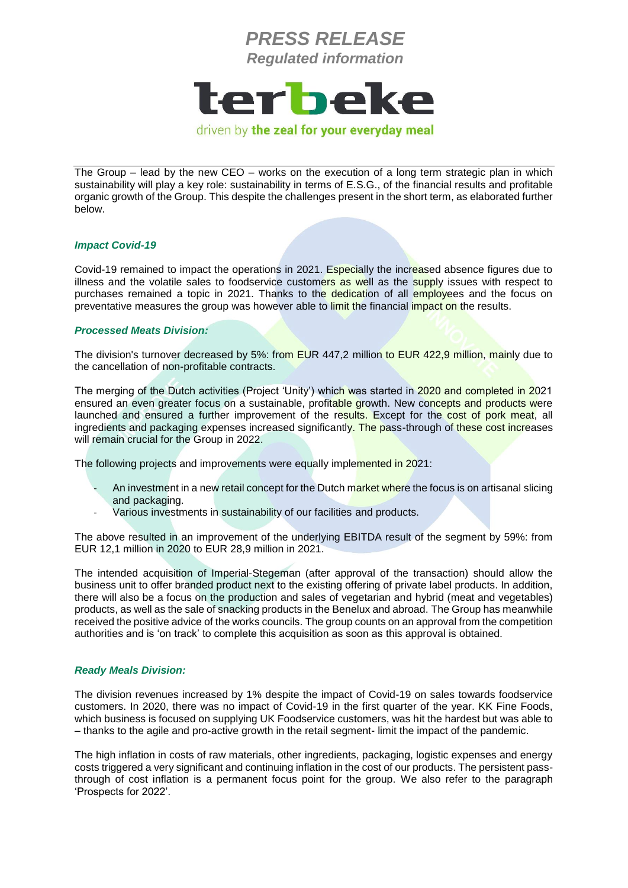The Group – lead by the new CEO – works on the execution of a long term strategic plan in which sustainability will play a key role: sustainability in terms of E.S.G., of the financial results and profitable organic growth of the Group. This despite the challenges present in the short term, as elaborated further below.

***Impact Covid-19***

Covid-19 remained to impact the operations in 2021. Especially the increased absence figures due to illness and the volatile sales to foodservice customers as well as the supply issues with respect to purchases remained a topic in 2021. Thanks to the dedication of all employees and the focus on preventative measures the group was however able to limit the financial impact on the results.

***Processed Meats Division:***

The division's turnover decreased by 5%: from EUR 447,2 million to EUR 422,9 million, mainly due to the cancellation of non-profitable contracts.

The merging of the Dutch activities (Project 'Unity') which was started in 2020 and completed in 2021 ensured an even greater focus on a sustainable, profitable growth. New concepts and products were launched and ensured a further improvement of the results. Except for the cost of pork meat, all ingredients and packaging expenses increased significantly. The pass-through of these cost increases will remain crucial for the Group in 2022.

The following projects and improvements were equally implemented in 2021:

- An investment in a new retail concept for the Dutch market where the focus is on artisanal slicing and packaging.
- Various investments in sustainability of our facilities and products.

The above resulted in an improvement of the underlying EBITDA result of the segment by 59%: from EUR 12,1 million in 2020 to EUR 28,9 million in 2021.

The intended acquisition of Imperial-Stegeman (after approval of the transaction) should allow the business unit to offer branded product next to the existing offering of private label products. In addition, there will also be a focus on the production and sales of vegetarian and hybrid (meat and vegetables) products, as well as the sale of snacking products in the Benelux and abroad. The Group has meanwhile received the positive advice of the works councils. The group counts on an approval from the competition authorities and is 'on track' to complete this acquisition as soon as this approval is obtained.

***Ready Meals Division:***

The division revenues increased by 1% despite the impact of Covid-19 on sales towards foodservice customers. In 2020, there was no impact of Covid-19 in the first quarter of the year. KK Fine Foods, which business is focused on supplying UK Foodservice customers, was hit the hardest but was able to – thanks to the agile and pro-active growth in the retail segment- limit the impact of the pandemic.

The high inflation in costs of raw materials, other ingredients, packaging, logistic expenses and energy costs triggered a very significant and continuing inflation in the cost of our products. The persistent pass-through of cost inflation is a permanent focus point for the group. We also refer to the paragraph 'Prospects for 2022'.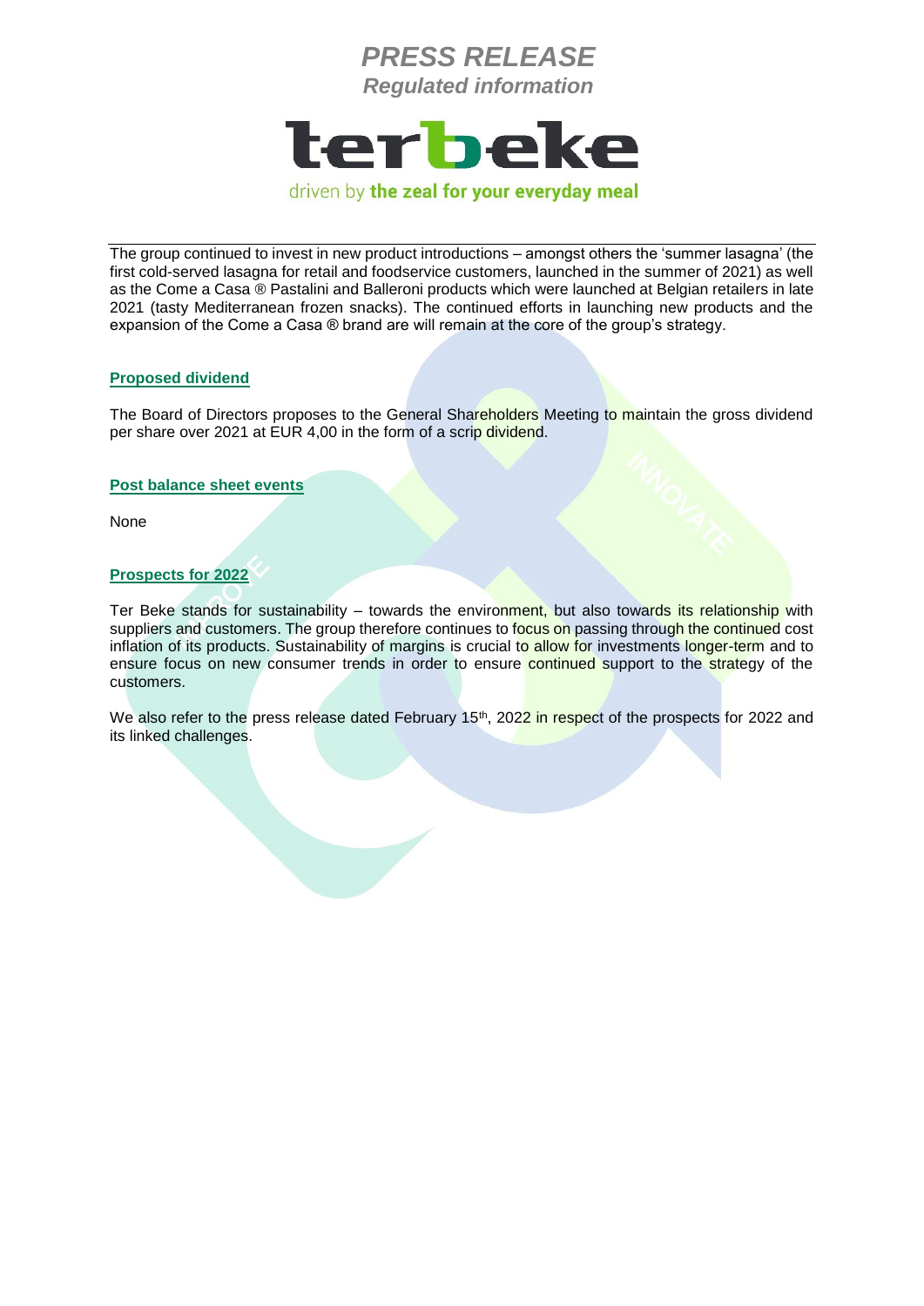The group continued to invest in new product introductions – amongst others the 'summer lasagna' (the first cold-served lasagna for retail and foodservice customers, launched in the summer of 2021) as well as the Come a Casa ® Pastalini and Balleroni products which were launched at Belgian retailers in late 2021 (tasty Mediterranean frozen snacks). The continued efforts in launching new products and the expansion of the Come a Casa ® brand are will remain at the core of the group's strategy.

## Proposed dividend

The Board of Directors proposes to the General Shareholders Meeting to maintain the gross dividend per share over 2021 at EUR 4,00 in the form of a scrip dividend.

## Post balance sheet events

None

## Prospects for 2022

Ter Beke stands for sustainability – towards the environment, but also towards its relationship with suppliers and customers. The group therefore continues to focus on passing through the continued cost inflation of its products. Sustainability of margins is crucial to allow for investments longer-term and to ensure focus on new consumer trends in order to ensure continued support to the strategy of the customers.

We also refer to the press release dated February 15th, 2022 in respect of the prospects for 2022 and its linked challenges.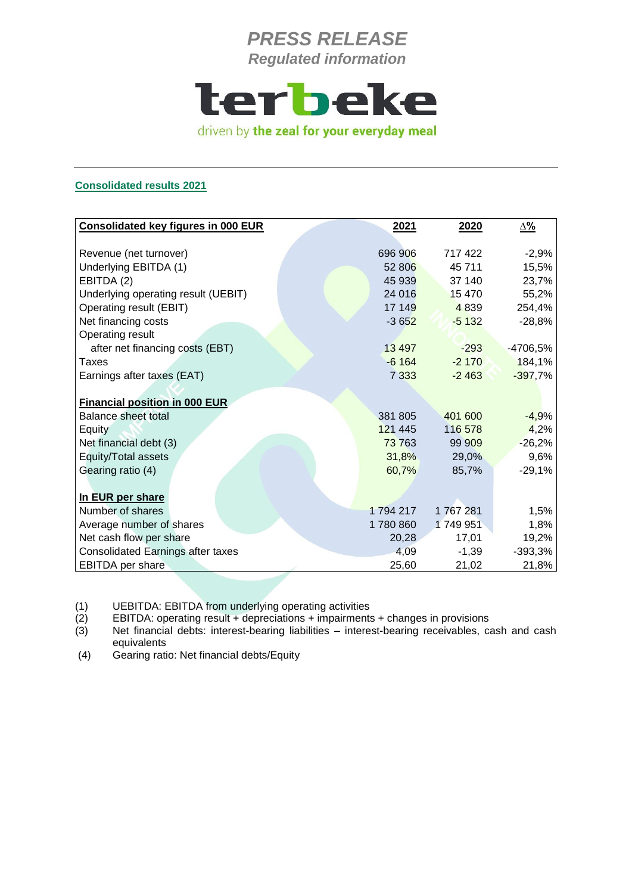*PRESS RELEASE*
*Regulated information*

terbeke

driven by **the zeal for your everyday meal**

## Consolidated results 2021

| **Consolidated key figures in 000 EUR** | **2021** | **2020** | **Δ%** |
|---|---|---|---|
| Revenue (net turnover) | 696 906 | 717 422 | -2,9% |
| Underlying EBITDA (1) | 52 806 | 45 711 | 15,5% |
| EBITDA (2) | 45 939 | 37 140 | 23,7% |
| Underlying operating result (UEBIT) | 24 016 | 15 470 | 55,2% |
| Operating result (EBIT) | 17 149 | 4 839 | 254,4% |
| Net financing costs | -3 652 | -5 132 | -28,8% |
| Operating result after net financing costs (EBT) | 13 497 | -293 | -4706,5% |
| Taxes | -6 164 | -2 170 | 184,1% |
| Earnings after taxes (EAT) | 7 333 | -2 463 | -397,7% |
| **Financial position in 000 EUR** | | | |
| Balance sheet total | 381 805 | 401 600 | -4,9% |
| Equity | 121 445 | 116 578 | 4,2% |
| Net financial debt (3) | 73 763 | 99 909 | -26,2% |
| Equity/Total assets | 31,8% | 29,0% | 9,6% |
| Gearing ratio (4) | 60,7% | 85,7% | -29,1% |
| **In EUR per share** | | | |
| Number of shares | 1 794 217 | 1 767 281 | 1,5% |
| Average number of shares | 1 780 860 | 1 749 951 | 1,8% |
| Net cash flow per share | 20,28 | 17,01 | 19,2% |
| Consolidated Earnings after taxes | 4,09 | -1,39 | -393,3% |
| EBITDA per share | 25,60 | 21,02 | 21,8% |

(1) UEBITDA: EBITDA from underlying operating activities
(2) EBITDA: operating result + depreciations + impairments + changes in provisions
(3) Net financial debts: interest-bearing liabilities – interest-bearing receivables, cash and cash equivalents
(4) Gearing ratio: Net financial debts/Equity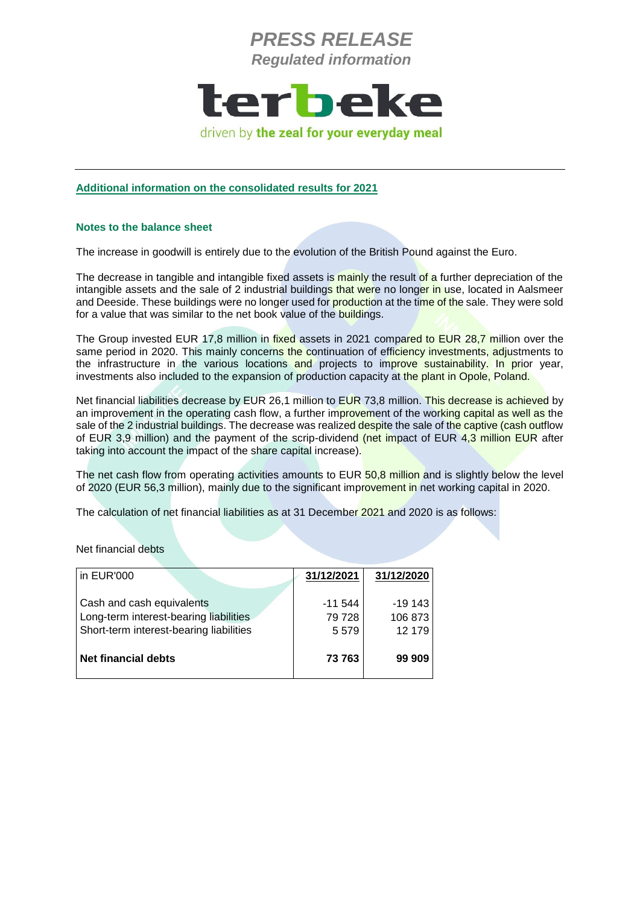*PRESS RELEASE*
*Regulated information*

terbeke

driven by **the zeal for your everyday meal**

**Additional information on the consolidated results for 2021**

**Notes to the balance sheet**

The increase in goodwill is entirely due to the evolution of the British Pound against the Euro.

The decrease in tangible and intangible fixed assets is mainly the result of a further depreciation of the intangible assets and the sale of 2 industrial buildings that were no longer in use, located in Aalsmeer and Deeside. These buildings were no longer used for production at the time of the sale. They were sold for a value that was similar to the net book value of the buildings.

The Group invested EUR 17,8 million in fixed assets in 2021 compared to EUR 28,7 million over the same period in 2020. This mainly concerns the continuation of efficiency investments, adjustments to the infrastructure in the various locations and projects to improve sustainability. In prior year, investments also included to the expansion of production capacity at the plant in Opole, Poland.

Net financial liabilities decrease by EUR 26,1 million to EUR 73,8 million. This decrease is achieved by an improvement in the operating cash flow, a further improvement of the working capital as well as the sale of the 2 industrial buildings. The decrease was realized despite the sale of the captive (cash outflow of EUR 3,9 million) and the payment of the scrip-dividend (net impact of EUR 4,3 million EUR after taking into account the impact of the share capital increase).

The net cash flow from operating activities amounts to EUR 50,8 million and is slightly below the level of 2020 (EUR 56,3 million), mainly due to the significant improvement in net working capital in 2020.

The calculation of net financial liabilities as at 31 December 2021 and 2020 is as follows:

Net financial debts

| in EUR'000 | 31/12/2021 | 31/12/2020 |
|---|---|---|
| Cash and cash equivalents | -11 544 | -19 143 |
| Long-term interest-bearing liabilities | 79 728 | 106 873 |
| Short-term interest-bearing liabilities | 5 579 | 12 179 |
| **Net financial debts** | **73 763** | **99 909** |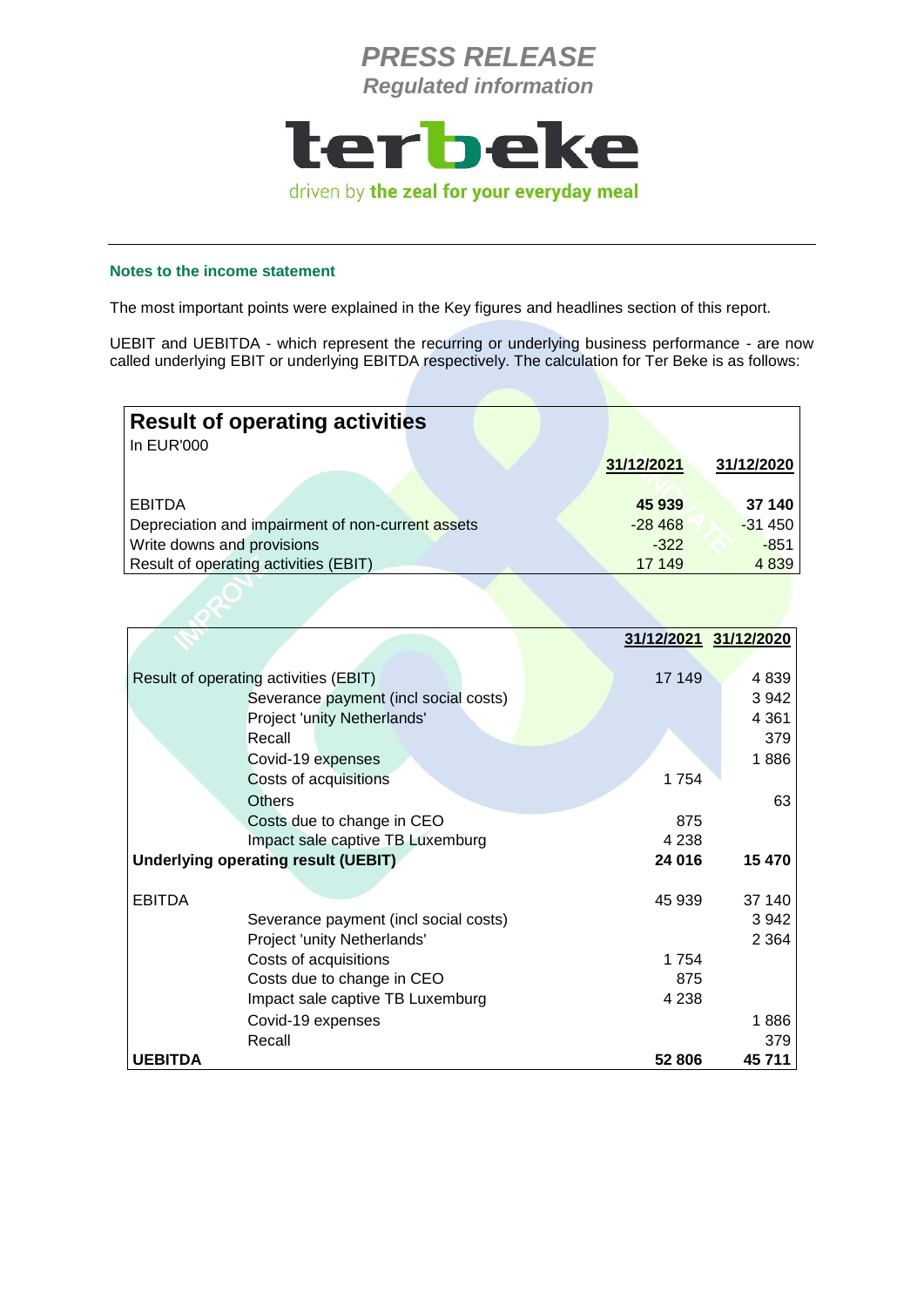PRESS RELEASE
Regulated information

terbeke
driven by **the zeal for your everyday meal**

### Notes to the income statement

The most important points were explained in the Key figures and headlines section of this report.

UEBIT and UEBITDA - which represent the recurring or underlying business performance - are now called underlying EBIT or underlying EBITDA respectively. The calculation for Ter Beke is as follows:

**Result of operating activities**
In EUR'000

| | 31/12/2021 | 31/12/2020 |
|---|---|---|
| EBITDA | **45 939** | **37 140** |
| Depreciation and impairment of non-current assets | -28 468 | -31 450 |
| Write downs and provisions | -322 | -851 |
| Result of operating activities (EBIT) | 17 149 | 4 839 |

| | 31/12/2021 | 31/12/2020 |
|---|---|---|
| Result of operating activities (EBIT) | 17 149 | 4 839 |
| Severance payment (incl social costs) | | 3 942 |
| Project 'unity Netherlands' | | 4 361 |
| Recall | | 379 |
| Covid-19 expenses | | 1 886 |
| Costs of acquisitions | 1 754 | |
| Others | | 63 |
| Costs due to change in CEO | 875 | |
| Impact sale captive TB Luxemburg | 4 238 | |
| **Underlying operating result (UEBIT)** | **24 016** | **15 470** |
| | | |
| EBITDA | 45 939 | 37 140 |
| Severance payment (incl social costs) | | 3 942 |
| Project 'unity Netherlands' | | 2 364 |
| Costs of acquisitions | 1 754 | |
| Costs due to change in CEO | 875 | |
| Impact sale captive TB Luxemburg | 4 238 | |
| Covid-19 expenses | | 1 886 |
| Recall | | 379 |
| **UEBITDA** | **52 806** | **45 711** |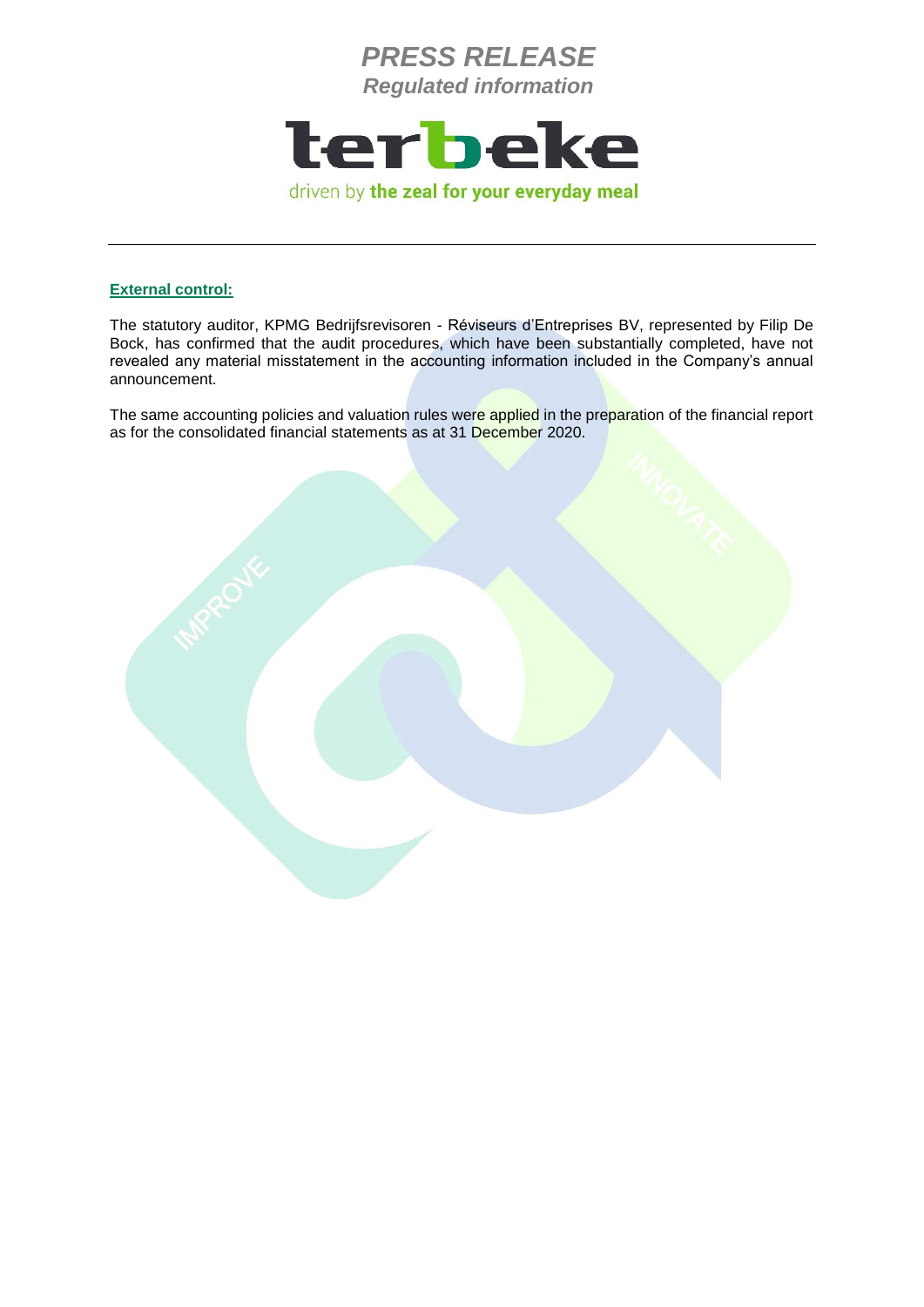**External control:**

The statutory auditor, KPMG Bedrijfsrevisoren - Réviseurs d'Entreprises BV, represented by Filip De Bock, has confirmed that the audit procedures, which have been substantially completed, have not revealed any material misstatement in the accounting information included in the Company's annual announcement.

The same accounting policies and valuation rules were applied in the preparation of the financial report as for the consolidated financial statements as at 31 December 2020.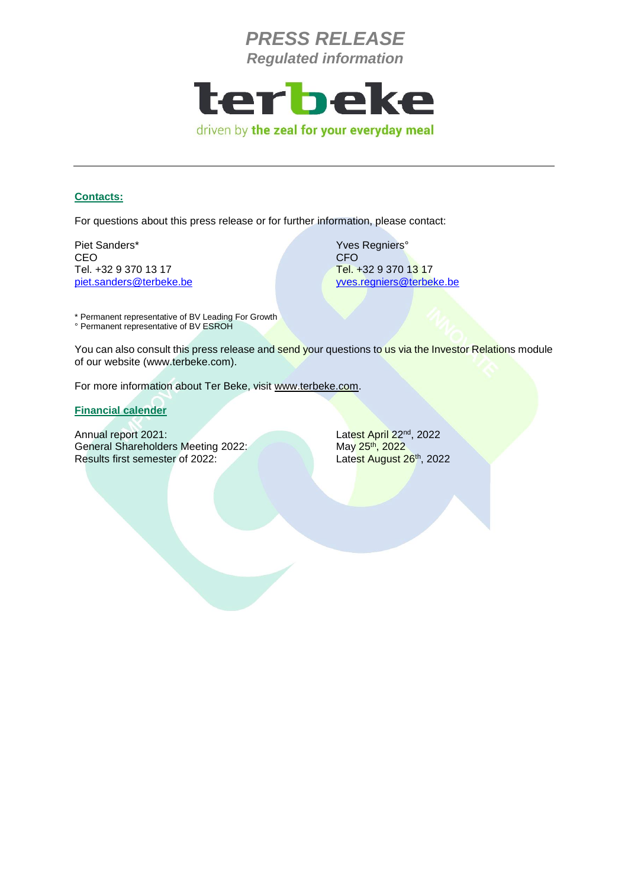*PRESS RELEASE*
*Regulated information*

**terbeke**

driven by **the zeal for your everyday meal**

---

**Contacts:**

For questions about this press release or for further information, please contact:

Piet Sanders*
CEO
Tel. +32 9 370 13 17
piet.sanders@terbeke.be

Yves Regniers°
CFO
Tel. +32 9 370 13 17
yves.regniers@terbeke.be

* Permanent representative of BV Leading For Growth
° Permanent representative of BV ESROH

You can also consult this press release and send your questions to us via the Investor Relations module of our website (www.terbeke.com).

For more information about Ter Beke, visit www.terbeke.com.

**Financial calender**

| | |
|---|---|
| Annual report 2021: | Latest April 22nd, 2022 |
| General Shareholders Meeting 2022: | May 25th, 2022 |
| Results first semester of 2022: | Latest August 26th, 2022 |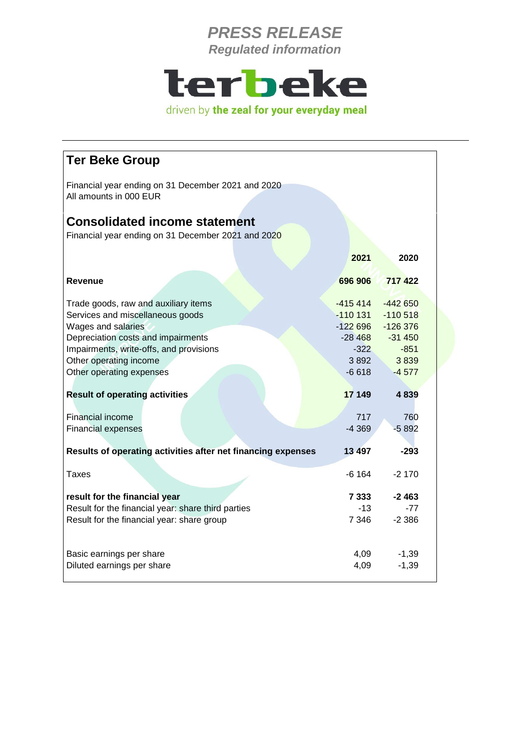*PRESS RELEASE*
*Regulated information*

terbeke

driven by **the zeal for your everyday meal**

## Ter Beke Group

Financial year ending on 31 December 2021 and 2020
All amounts in 000 EUR

## Consolidated income statement

Financial year ending on 31 December 2021 and 2020

| | 2021 | 2020 |
|---|---|---|
| **Revenue** | **696 906** | **717 422** |
| Trade goods, raw and auxiliary items | -415 414 | -442 650 |
| Services and miscellaneous goods | -110 131 | -110 518 |
| Wages and salaries | -122 696 | -126 376 |
| Depreciation costs and impairments | -28 468 | -31 450 |
| Impairments, write-offs, and provisions | -322 | -851 |
| Other operating income | 3 892 | 3 839 |
| Other operating expenses | -6 618 | -4 577 |
| **Result of operating activities** | **17 149** | **4 839** |
| Financial income | 717 | 760 |
| Financial expenses | -4 369 | -5 892 |
| **Results of operating activities after net financing expenses** | **13 497** | **-293** |
| Taxes | -6 164 | -2 170 |
| **result for the financial year** | **7 333** | **-2 463** |
| Result for the financial year: share third parties | -13 | -77 |
| Result for the financial year: share group | 7 346 | -2 386 |
| Basic earnings per share | 4,09 | -1,39 |
| Diluted earnings per share | 4,09 | -1,39 |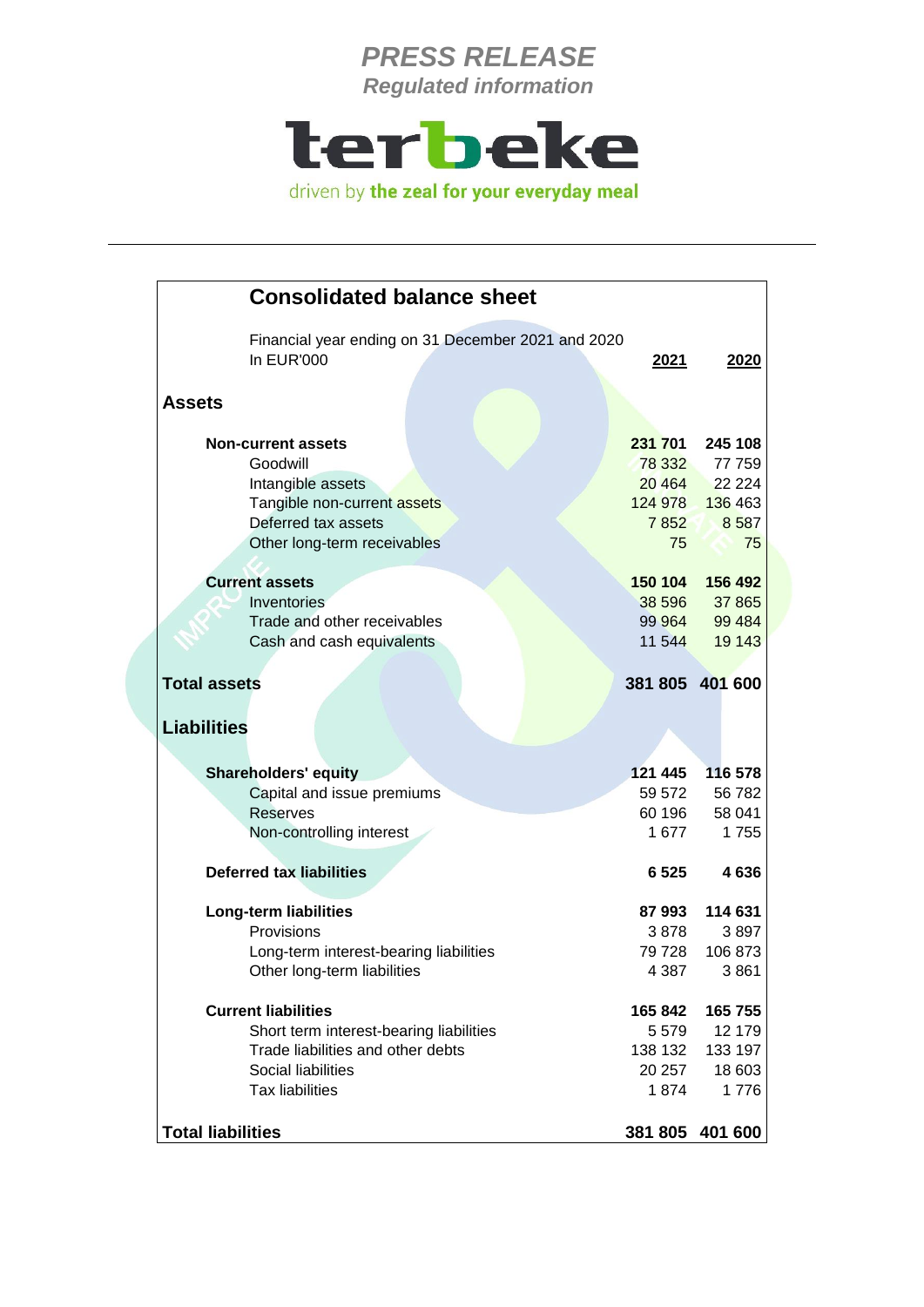*PRESS RELEASE*
*Regulated information*

terbeke
driven by **the zeal for your everyday meal**

---

## Consolidated balance sheet

Financial year ending on 31 December 2021 and 2020

| In EUR'000 | 2021 | 2020 |
|---|---|---|
| **Assets** | | |
| **Non-current assets** | **231 701** | **245 108** |
| Goodwill | 78 332 | 77 759 |
| Intangible assets | 20 464 | 22 224 |
| Tangible non-current assets | 124 978 | 136 463 |
| Deferred tax assets | 7 852 | 8 587 |
| Other long-term receivables | 75 | 75 |
| **Current assets** | **150 104** | **156 492** |
| Inventories | 38 596 | 37 865 |
| Trade and other receivables | 99 964 | 99 484 |
| Cash and cash equivalents | 11 544 | 19 143 |
| **Total assets** | **381 805** | **401 600** |
| **Liabilities** | | |
| **Shareholders' equity** | **121 445** | **116 578** |
| Capital and issue premiums | 59 572 | 56 782 |
| Reserves | 60 196 | 58 041 |
| Non-controlling interest | 1 677 | 1 755 |
| **Deferred tax liabilities** | **6 525** | **4 636** |
| **Long-term liabilities** | **87 993** | **114 631** |
| Provisions | 3 878 | 3 897 |
| Long-term interest-bearing liabilities | 79 728 | 106 873 |
| Other long-term liabilities | 4 387 | 3 861 |
| **Current liabilities** | **165 842** | **165 755** |
| Short term interest-bearing liabilities | 5 579 | 12 179 |
| Trade liabilities and other debts | 138 132 | 133 197 |
| Social liabilities | 20 257 | 18 603 |
| Tax liabilities | 1 874 | 1 776 |
| **Total liabilities** | **381 805** | **401 600** |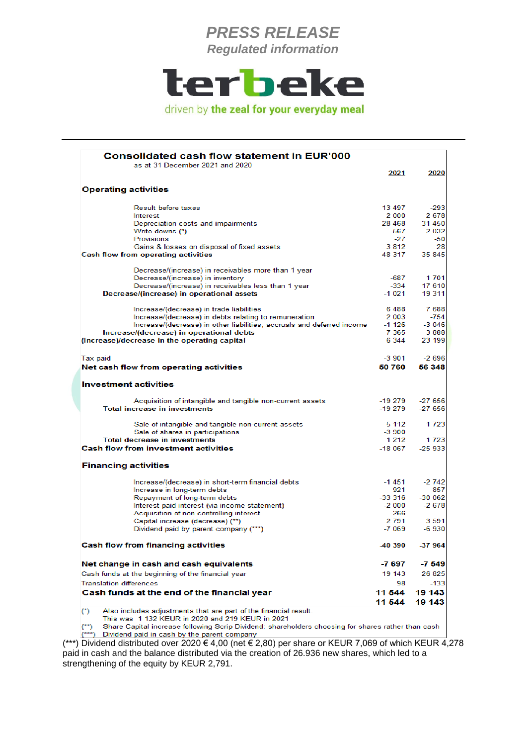**PRESS RELEASE**
*Regulated information*

terbeke

driven by **the zeal for your everyday meal**

---

## Consolidated cash flow statement in EUR'000

as at 31 December 2021 and 2020

| | 2021 | 2020 |
|---|---|---|
| **Operating activities** | | |
| Result before taxes | 13 497 | -293 |
| Interest | 2 000 | 2 678 |
| Depreciation costs and impairments | 28 468 | 31 450 |
| Write-downs (*) | 567 | 2 032 |
| Provisions | -27 | -50 |
| Gains & losses on disposal of fixed assets | 3 812 | 28 |
| **Cash flow from operating activities** | 48 317 | 35 845 |
| Decrease/(increase) in receivables more than 1 year | | |
| Decrease/(increase) in inventory | -687 | 1 701 |
| Decrease/(increase) in receivables less than 1 year | -334 | 17 610 |
| **Decrease/(increase) in operational assets** | -1 021 | 19 311 |
| Increase/(decrease) in trade liabilities | 6 488 | 7 688 |
| Increase/(decrease) in debts relating to remuneration | 2 003 | -754 |
| Increase/(decrease) in other liabilities, accruals and deferred income | -1 126 | -3 046 |
| **Increase/(decrease) in operational debts** | 7 365 | 3 888 |
| **(Increase)/decrease in the operating capital** | 6 344 | 23 199 |
| Tax paid | -3 901 | -2 696 |
| **Net cash flow from operating activities** | **50 760** | **56 348** |
| **Investment activities** | | |
| Acquisition of intangible and tangible non-current assets | -19 279 | -27 656 |
| **Total increase in investments** | -19 279 | -27 656 |
| Sale of intangible and tangible non-current assets | 5 112 | 1 723 |
| Sale of shares in participations | -3 900 | |
| **Total decrease in investments** | 1 212 | 1 723 |
| **Cash flow from investment activities** | -18 067 | -25 933 |
| **Financing activities** | | |
| Increase/(decrease) in short-term financial debts | -1 451 | -2 742 |
| Increase in long-term debts | 921 | 857 |
| Repayment of long-term debts | -33 316 | -30 062 |
| Interest paid interest (via income statement) | -2 000 | -2 678 |
| Acquisition of non-controlling interest | -266 | |
| Capital increase (decrease) (**) | 2 791 | 3 591 |
| Dividend paid by parent company (***) | -7 069 | -6 930 |
| **Cash flow from financing activities** | -40 390 | -37 964 |
| **Net change in cash and cash equivalents** | **-7 697** | **-7 549** |
| Cash funds at the beginning of the financial year | 19 143 | 26 825 |
| Translation differences | 98 | -133 |
| **Cash funds at the end of the financial year** | **11 544** | **19 143** |
| | **11 544** | **19 143** |

(*) Also includes adjustments that are part of the financial result.
This was 1 132 KEUR in 2020 and 219 KEUR in 2021

(**) Share Capital increase following Scrip Dividend: shareholders choosing for shares rather than cash

(***) Dividend paid in cash by the parent company

(***) Dividend distributed over 2020 € 4,00 (net € 2,80) per share or KEUR 7,069 of which KEUR 4,278 paid in cash and the balance distributed via the creation of 26.936 new shares, which led to a strengthening of the equity by KEUR 2,791.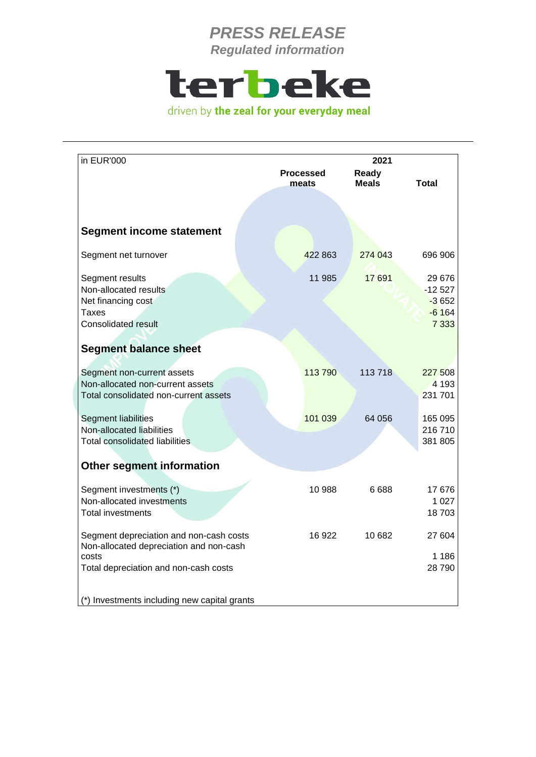PRESS RELEASE

Regulated information

| in EUR'000 | 2021 | | |
|---|---|---|---|
| | Processed meats | Ready Meals | Total |
| **Segment income statement** | | | |
| Segment net turnover | 422 863 | 274 043 | 696 906 |
| Segment results | 11 985 | 17 691 | 29 676 |
| Non-allocated results | | | -12 527 |
| Net financing cost | | | -3 652 |
| Taxes | | | -6 164 |
| Consolidated result | | | 7 333 |
| **Segment balance sheet** | | | |
| Segment non-current assets | 113 790 | 113 718 | 227 508 |
| Non-allocated non-current assets | | | 4 193 |
| Total consolidated non-current assets | | | 231 701 |
| Segment liabilities | 101 039 | 64 056 | 165 095 |
| Non-allocated liabilities | | | 216 710 |
| Total consolidated liabilities | | | 381 805 |
| **Other segment information** | | | |
| Segment investments (*) | 10 988 | 6 688 | 17 676 |
| Non-allocated investments | | | 1 027 |
| Total investments | | | 18 703 |
| Segment depreciation and non-cash costs | 16 922 | 10 682 | 27 604 |
| Non-allocated depreciation and non-cash costs | | | 1 186 |
| Total depreciation and non-cash costs | | | 28 790 |

(*) Investments including new capital grants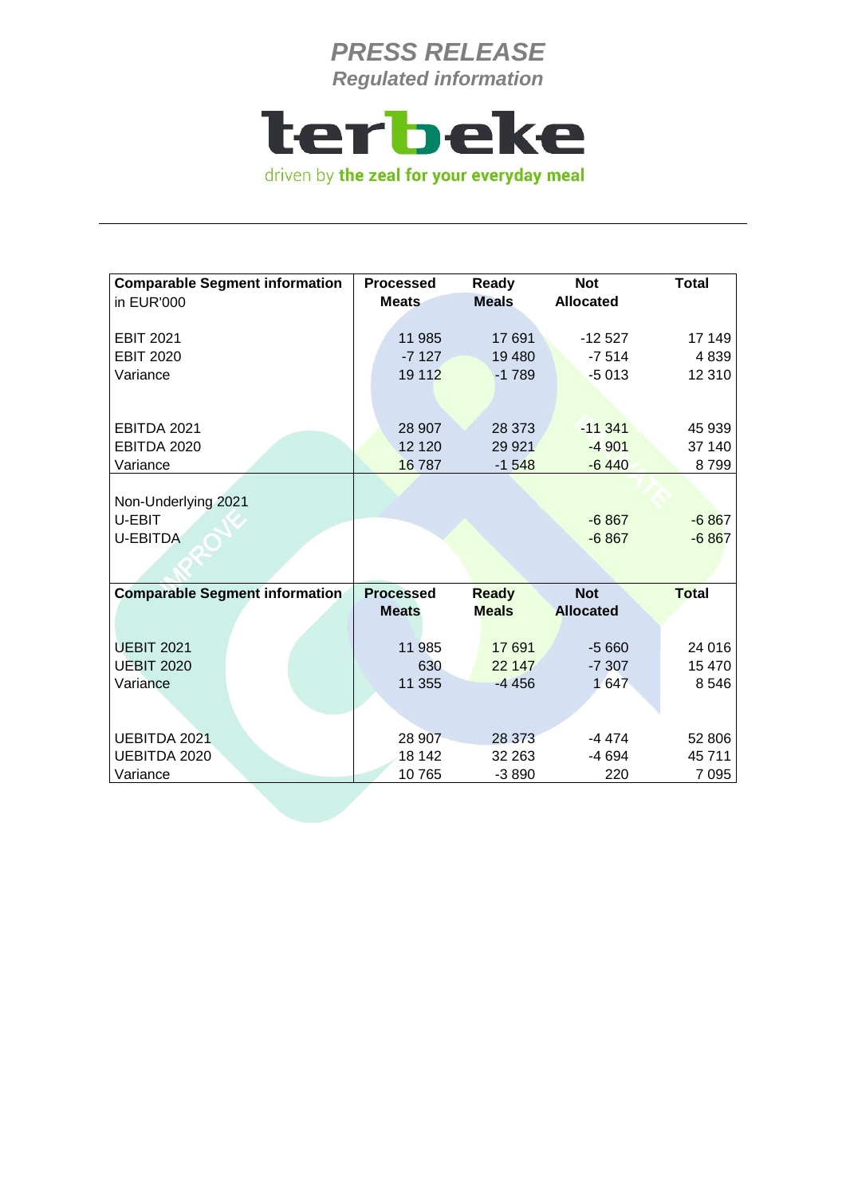*PRESS RELEASE*
*Regulated information*

terbeke
driven by **the zeal for your everyday meal**

| Comparable Segment information<br>in EUR'000 | Processed Meats | Ready Meals | Not Allocated | Total |
|---|---|---|---|---|
| EBIT 2021 | 11 985 | 17 691 | -12 527 | 17 149 |
| EBIT 2020 | -7 127 | 19 480 | -7 514 | 4 839 |
| Variance | 19 112 | -1 789 | -5 013 | 12 310 |
| EBITDA 2021 | 28 907 | 28 373 | -11 341 | 45 939 |
| EBITDA 2020 | 12 120 | 29 921 | -4 901 | 37 140 |
| Variance | 16 787 | -1 548 | -6 440 | 8 799 |
| Non-Underlying 2021 | | | | |
| U-EBIT | | | -6 867 | -6 867 |
| U-EBITDA | | | -6 867 | -6 867 |

| Comparable Segment information | Processed Meats | Ready Meals | Not Allocated | Total |
|---|---|---|---|---|
| UEBIT 2021 | 11 985 | 17 691 | -5 660 | 24 016 |
| UEBIT 2020 | 630 | 22 147 | -7 307 | 15 470 |
| Variance | 11 355 | -4 456 | 1 647 | 8 546 |
| UEBITDA 2021 | 28 907 | 28 373 | -4 474 | 52 806 |
| UEBITDA 2020 | 18 142 | 32 263 | -4 694 | 45 711 |
| Variance | 10 765 | -3 890 | 220 | 7 095 |